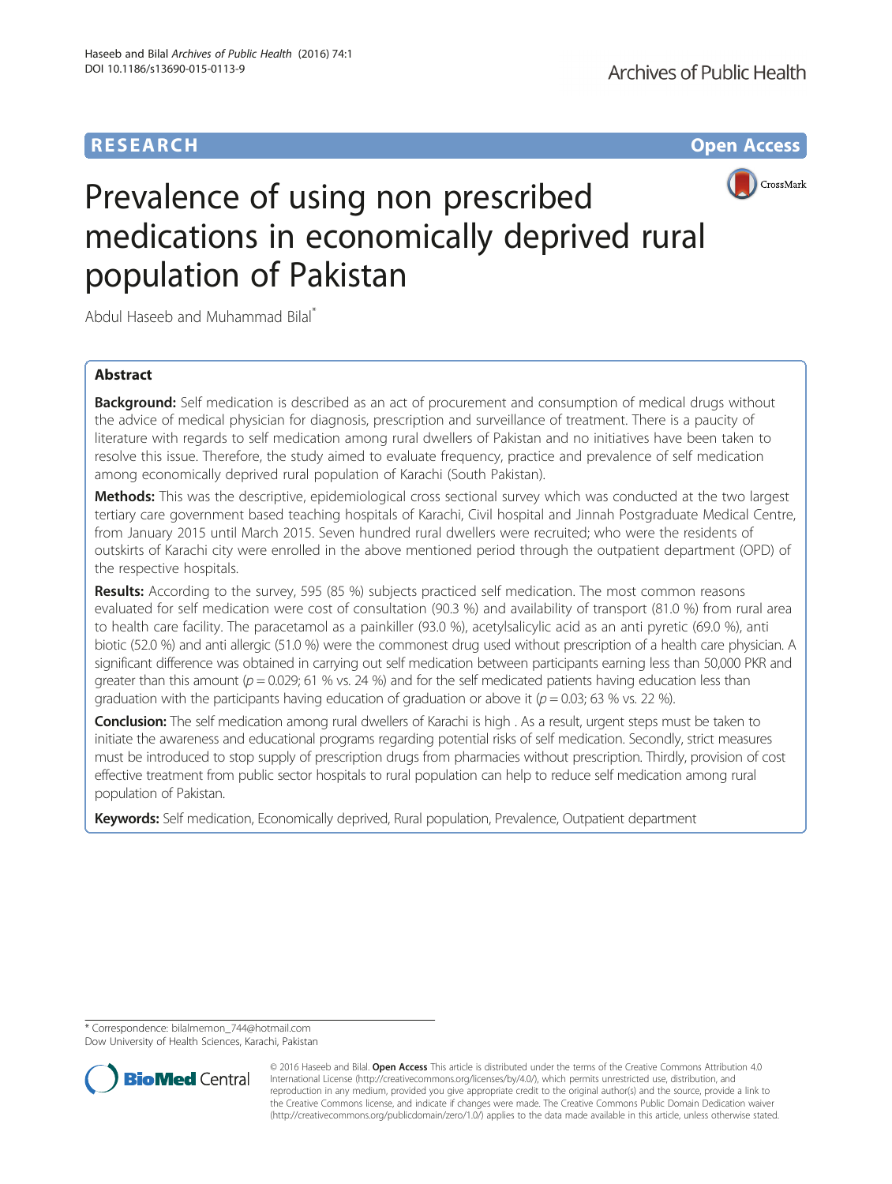**RESEARCH** **Open Access**

# Prevalence of using non prescribed medications in economically deprived rural population of Pakistan

Abdul Haseeb and Muhammad Bilal*

## Abstract

**Background:** Self medication is described as an act of procurement and consumption of medical drugs without the advice of medical physician for diagnosis, prescription and surveillance of treatment. There is a paucity of literature with regards to self medication among rural dwellers of Pakistan and no initiatives have been taken to resolve this issue. Therefore, the study aimed to evaluate frequency, practice and prevalence of self medication among economically deprived rural population of Karachi (South Pakistan).

**Methods:** This was the descriptive, epidemiological cross sectional survey which was conducted at the two largest tertiary care government based teaching hospitals of Karachi, Civil hospital and Jinnah Postgraduate Medical Centre, from January 2015 until March 2015. Seven hundred rural dwellers were recruited; who were the residents of outskirts of Karachi city were enrolled in the above mentioned period through the outpatient department (OPD) of the respective hospitals.

**Results:** According to the survey, 595 (85 %) subjects practiced self medication. The most common reasons evaluated for self medication were cost of consultation (90.3 %) and availability of transport (81.0 %) from rural area to health care facility. The paracetamol as a painkiller (93.0 %), acetylsalicylic acid as an anti pyretic (69.0 %), anti biotic (52.0 %) and anti allergic (51.0 %) were the commonest drug used without prescription of a health care physician. A significant difference was obtained in carrying out self medication between participants earning less than 50,000 PKR and greater than this amount ($p = 0.029$; 61 % vs. 24 %) and for the self medicated patients having education less than graduation with the participants having education of graduation or above it ($p = 0.03$; 63 % vs. 22 %).

**Conclusion:** The self medication among rural dwellers of Karachi is high . As a result, urgent steps must be taken to initiate the awareness and educational programs regarding potential risks of self medication. Secondly, strict measures must be introduced to stop supply of prescription drugs from pharmacies without prescription. Thirdly, provision of cost effective treatment from public sector hospitals to rural population can help to reduce self medication among rural population of Pakistan.

**Keywords:** Self medication, Economically deprived, Rural population, Prevalence, Outpatient department

---

* Correspondence: bilalmemon_744@hotmail.com
Dow University of Health Sciences, Karachi, Pakistan

© 2016 Haseeb and Bilal. **Open Access** This article is distributed under the terms of the Creative Commons Attribution 4.0 International License (http://creativecommons.org/licenses/by/4.0/), which permits unrestricted use, distribution, and reproduction in any medium, provided you give appropriate credit to the original author(s) and the source, provide a link to the Creative Commons license, and indicate if changes were made. The Creative Commons Public Domain Dedication waiver (http://creativecommons.org/publicdomain/zero/1.0/) applies to the data made available in this article, unless otherwise stated.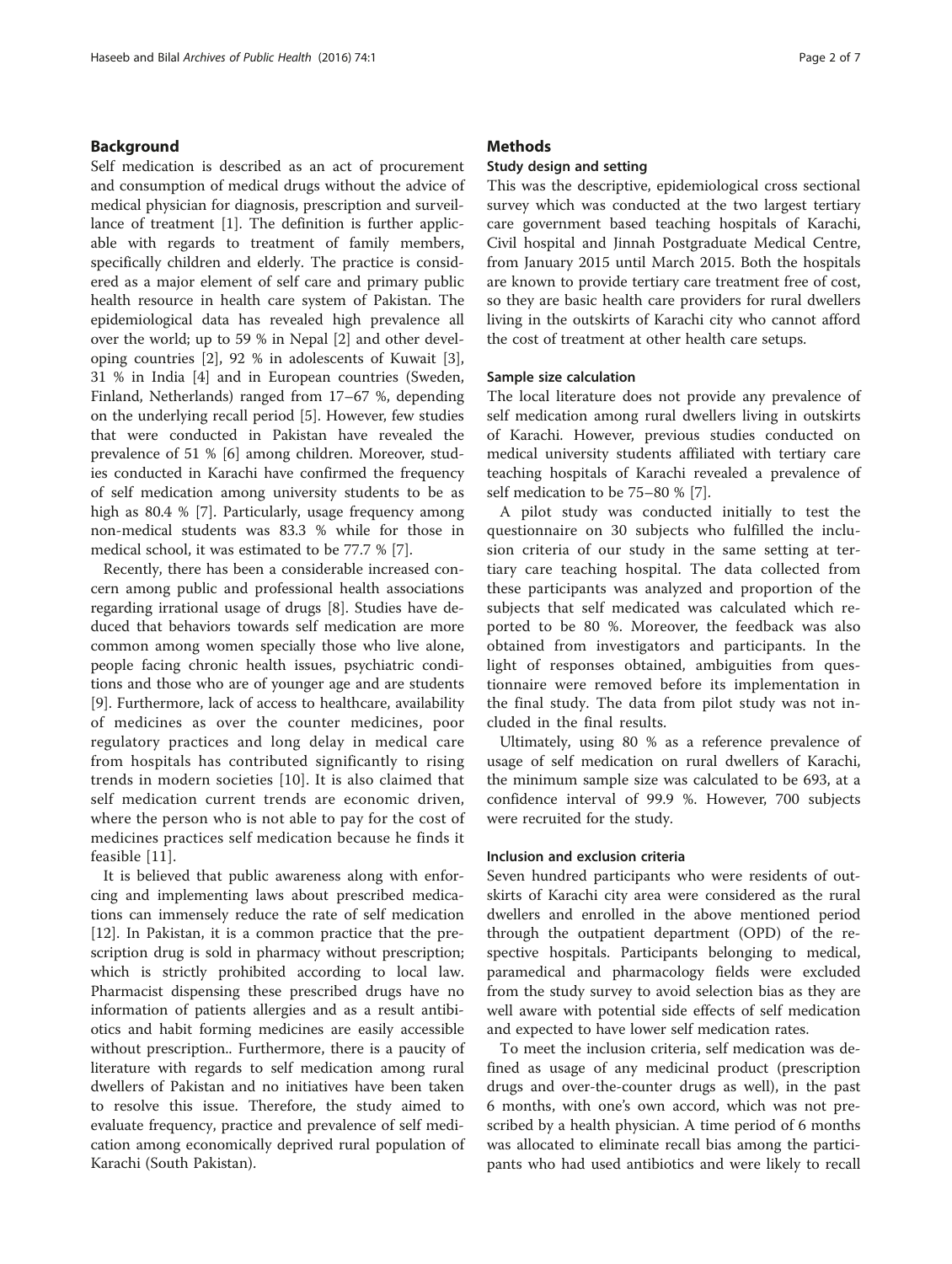## Background

Self medication is described as an act of procurement and consumption of medical drugs without the advice of medical physician for diagnosis, prescription and surveillance of treatment [1]. The definition is further applicable with regards to treatment of family members, specifically children and elderly. The practice is considered as a major element of self care and primary public health resource in health care system of Pakistan. The epidemiological data has revealed high prevalence all over the world; up to 59 % in Nepal [2] and other developing countries [2], 92 % in adolescents of Kuwait [3], 31 % in India [4] and in European countries (Sweden, Finland, Netherlands) ranged from 17–67 %, depending on the underlying recall period [5]. However, few studies that were conducted in Pakistan have revealed the prevalence of 51 % [6] among children. Moreover, studies conducted in Karachi have confirmed the frequency of self medication among university students to be as high as 80.4 % [7]. Particularly, usage frequency among non-medical students was 83.3 % while for those in medical school, it was estimated to be 77.7 % [7].

Recently, there has been a considerable increased concern among public and professional health associations regarding irrational usage of drugs [8]. Studies have deduced that behaviors towards self medication are more common among women specially those who live alone, people facing chronic health issues, psychiatric conditions and those who are of younger age and are students [9]. Furthermore, lack of access to healthcare, availability of medicines as over the counter medicines, poor regulatory practices and long delay in medical care from hospitals has contributed significantly to rising trends in modern societies [10]. It is also claimed that self medication current trends are economic driven, where the person who is not able to pay for the cost of medicines practices self medication because he finds it feasible [11].

It is believed that public awareness along with enforcing and implementing laws about prescribed medications can immensely reduce the rate of self medication [12]. In Pakistan, it is a common practice that the prescription drug is sold in pharmacy without prescription; which is strictly prohibited according to local law. Pharmacist dispensing these prescribed drugs have no information of patients allergies and as a result antibiotics and habit forming medicines are easily accessible without prescription.. Furthermore, there is a paucity of literature with regards to self medication among rural dwellers of Pakistan and no initiatives have been taken to resolve this issue. Therefore, the study aimed to evaluate frequency, practice and prevalence of self medication among economically deprived rural population of Karachi (South Pakistan).

## Methods

### Study design and setting

This was the descriptive, epidemiological cross sectional survey which was conducted at the two largest tertiary care government based teaching hospitals of Karachi, Civil hospital and Jinnah Postgraduate Medical Centre, from January 2015 until March 2015. Both the hospitals are known to provide tertiary care treatment free of cost, so they are basic health care providers for rural dwellers living in the outskirts of Karachi city who cannot afford the cost of treatment at other health care setups.

### Sample size calculation

The local literature does not provide any prevalence of self medication among rural dwellers living in outskirts of Karachi. However, previous studies conducted on medical university students affiliated with tertiary care teaching hospitals of Karachi revealed a prevalence of self medication to be 75–80 % [7].

A pilot study was conducted initially to test the questionnaire on 30 subjects who fulfilled the inclusion criteria of our study in the same setting at tertiary care teaching hospital. The data collected from these participants was analyzed and proportion of the subjects that self medicated was calculated which reported to be 80 %. Moreover, the feedback was also obtained from investigators and participants. In the light of responses obtained, ambiguities from questionnaire were removed before its implementation in the final study. The data from pilot study was not included in the final results.

Ultimately, using 80 % as a reference prevalence of usage of self medication on rural dwellers of Karachi, the minimum sample size was calculated to be 693, at a confidence interval of 99.9 %. However, 700 subjects were recruited for the study.

### Inclusion and exclusion criteria

Seven hundred participants who were residents of outskirts of Karachi city area were considered as the rural dwellers and enrolled in the above mentioned period through the outpatient department (OPD) of the respective hospitals. Participants belonging to medical, paramedical and pharmacology fields were excluded from the study survey to avoid selection bias as they are well aware with potential side effects of self medication and expected to have lower self medication rates.

To meet the inclusion criteria, self medication was defined as usage of any medicinal product (prescription drugs and over-the-counter drugs as well), in the past 6 months, with one's own accord, which was not prescribed by a health physician. A time period of 6 months was allocated to eliminate recall bias among the participants who had used antibiotics and were likely to recall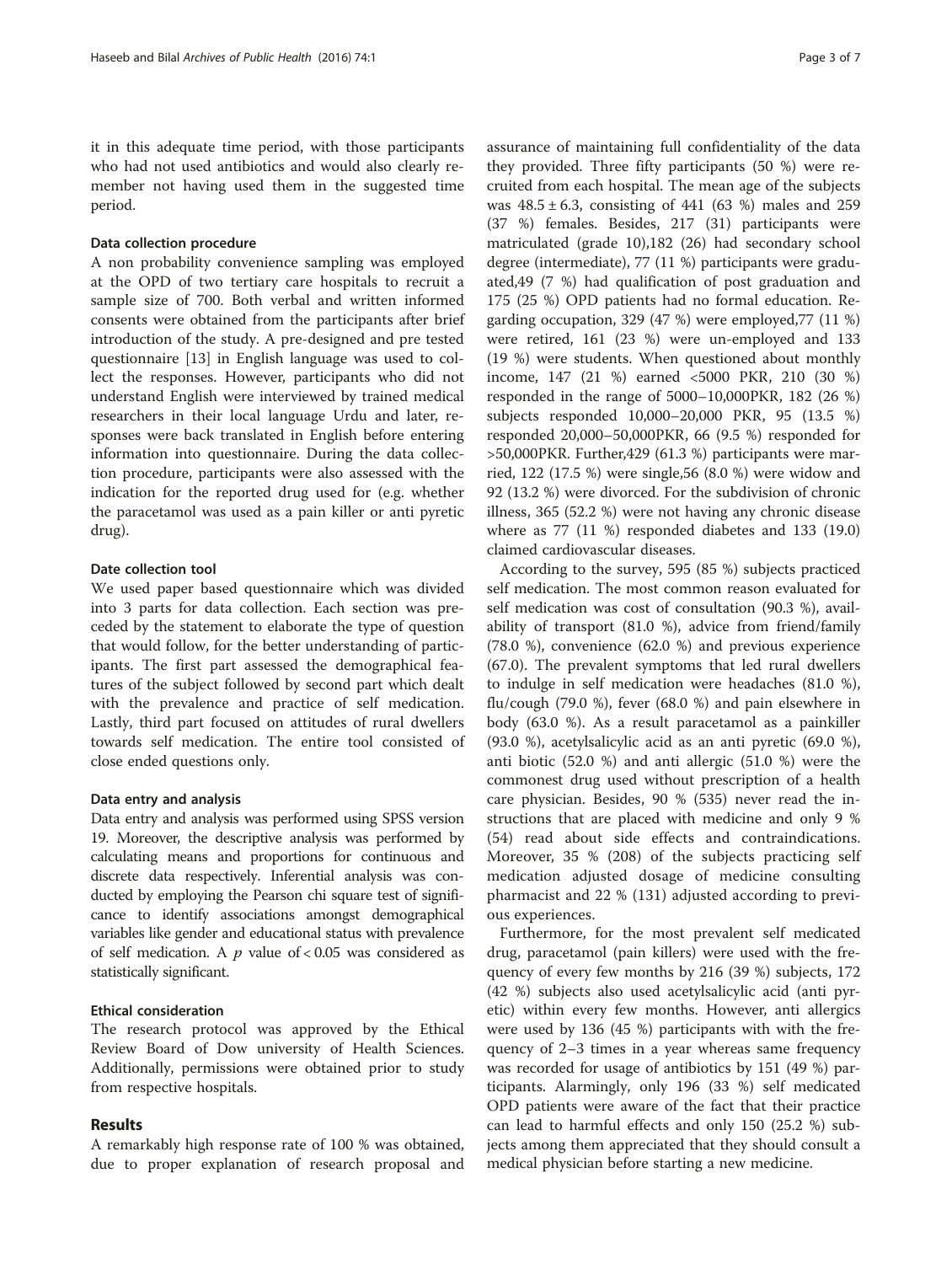it in this adequate time period, with those participants who had not used antibiotics and would also clearly remember not having used them in the suggested time period.

### Data collection procedure

A non probability convenience sampling was employed at the OPD of two tertiary care hospitals to recruit a sample size of 700. Both verbal and written informed consents were obtained from the participants after brief introduction of the study. A pre-designed and pre tested questionnaire [13] in English language was used to collect the responses. However, participants who did not understand English were interviewed by trained medical researchers in their local language Urdu and later, responses were back translated in English before entering information into questionnaire. During the data collection procedure, participants were also assessed with the indication for the reported drug used for (e.g. whether the paracetamol was used as a pain killer or anti pyretic drug).

### Date collection tool

We used paper based questionnaire which was divided into 3 parts for data collection. Each section was preceded by the statement to elaborate the type of question that would follow, for the better understanding of participants. The first part assessed the demographical features of the subject followed by second part which dealt with the prevalence and practice of self medication. Lastly, third part focused on attitudes of rural dwellers towards self medication. The entire tool consisted of close ended questions only.

### Data entry and analysis

Data entry and analysis was performed using SPSS version 19. Moreover, the descriptive analysis was performed by calculating means and proportions for continuous and discrete data respectively. Inferential analysis was conducted by employing the Pearson chi square test of significance to identify associations amongst demographical variables like gender and educational status with prevalence of self medication. A $p$ value of $< 0.05$ was considered as statistically significant.

### Ethical consideration

The research protocol was approved by the Ethical Review Board of Dow university of Health Sciences. Additionally, permissions were obtained prior to study from respective hospitals.

## Results

A remarkably high response rate of 100 % was obtained, due to proper explanation of research proposal and assurance of maintaining full confidentiality of the data they provided. Three fifty participants (50 %) were recruited from each hospital. The mean age of the subjects was $48.5 \pm 6.3$, consisting of 441 (63 %) males and 259 (37 %) females. Besides, 217 (31) participants were matriculated (grade 10),182 (26) had secondary school degree (intermediate), 77 (11 %) participants were graduated,49 (7 %) had qualification of post graduation and 175 (25 %) OPD patients had no formal education. Regarding occupation, 329 (47 %) were employed,77 (11 %) were retired, 161 (23 %) were un-employed and 133 (19 %) were students. When questioned about monthly income, 147 (21 %) earned <5000 PKR, 210 (30 %) responded in the range of 5000–10,000PKR, 182 (26 %) subjects responded 10,000–20,000 PKR, 95 (13.5 %) responded 20,000–50,000PKR, 66 (9.5 %) responded for >50,000PKR. Further,429 (61.3 %) participants were married, 122 (17.5 %) were single,56 (8.0 %) were widow and 92 (13.2 %) were divorced. For the subdivision of chronic illness, 365 (52.2 %) were not having any chronic disease where as 77 (11 %) responded diabetes and 133 (19.0) claimed cardiovascular diseases.

According to the survey, 595 (85 %) subjects practiced self medication. The most common reason evaluated for self medication was cost of consultation (90.3 %), availability of transport (81.0 %), advice from friend/family (78.0 %), convenience (62.0 %) and previous experience (67.0). The prevalent symptoms that led rural dwellers to indulge in self medication were headaches (81.0 %), flu/cough (79.0 %), fever (68.0 %) and pain elsewhere in body (63.0 %). As a result paracetamol as a painkiller (93.0 %), acetylsalicylic acid as an anti pyretic (69.0 %), anti biotic (52.0 %) and anti allergic (51.0 %) were the commonest drug used without prescription of a health care physician. Besides, 90 % (535) never read the instructions that are placed with medicine and only 9 % (54) read about side effects and contraindications. Moreover, 35 % (208) of the subjects practicing self medication adjusted dosage of medicine consulting pharmacist and 22 % (131) adjusted according to previous experiences.

Furthermore, for the most prevalent self medicated drug, paracetamol (pain killers) were used with the frequency of every few months by 216 (39 %) subjects, 172 (42 %) subjects also used acetylsalicylic acid (anti pyretic) within every few months. However, anti allergics were used by 136 (45 %) participants with with the frequency of 2–3 times in a year whereas same frequency was recorded for usage of antibiotics by 151 (49 %) participants. Alarmingly, only 196 (33 %) self medicated OPD patients were aware of the fact that their practice can lead to harmful effects and only 150 (25.2 %) subjects among them appreciated that they should consult a medical physician before starting a new medicine.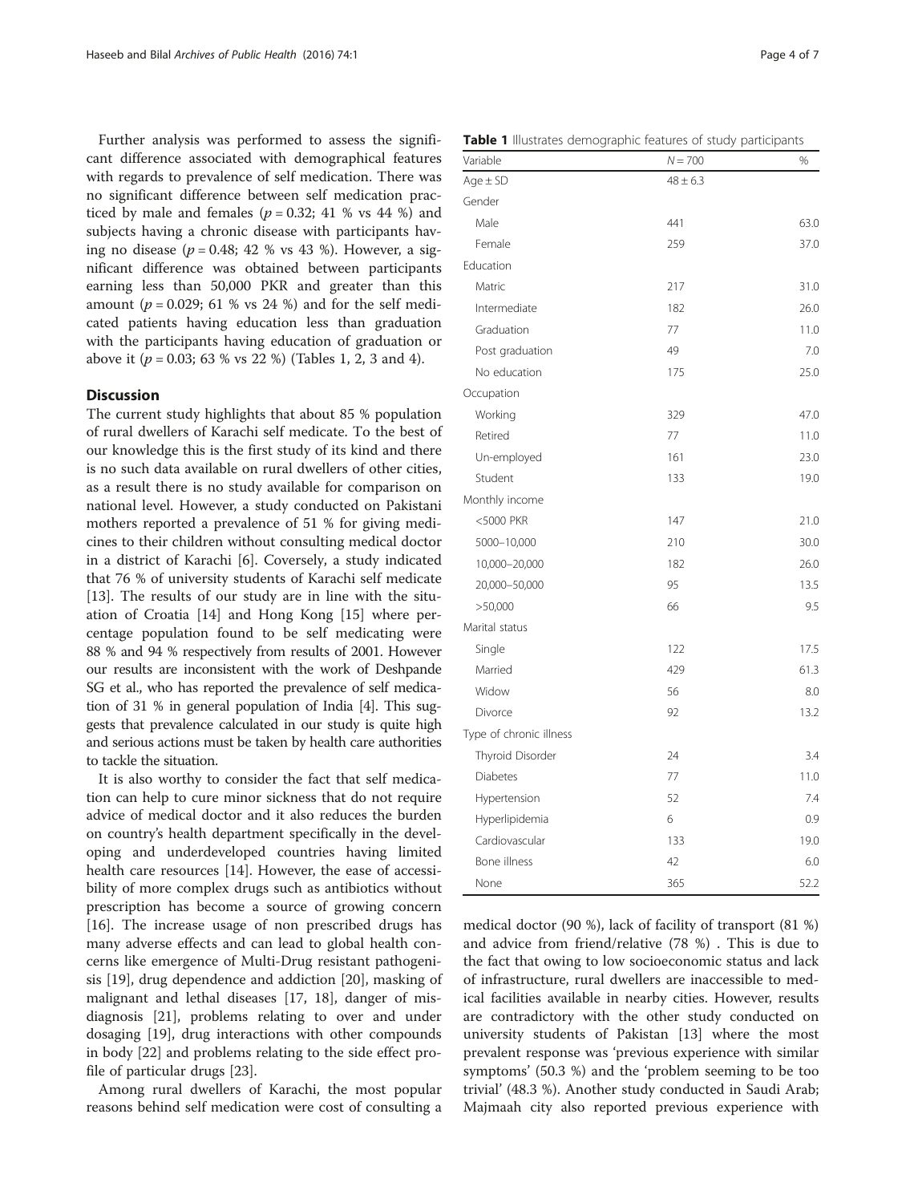Further analysis was performed to assess the significant difference associated with demographical features with regards to prevalence of self medication. There was no significant difference between self medication practiced by male and females ($p = 0.32$; 41 % vs 44 %) and subjects having a chronic disease with participants having no disease ($p = 0.48$; 42 % vs 43 %). However, a significant difference was obtained between participants earning less than 50,000 PKR and greater than this amount ($p = 0.029$; 61 % vs 24 %) and for the self medicated patients having education less than graduation with the participants having education of graduation or above it ($p = 0.03$; 63 % vs 22 %) (Tables 1, 2, 3 and 4).

**Table 1** Illustrates demographic features of study participants

| Variable | N = 700 | % |
|---|---|---|
| Age ± SD | 48 ± 6.3 | |
| Gender | | |
| Male | 441 | 63.0 |
| Female | 259 | 37.0 |
| Education | | |
| Matric | 217 | 31.0 |
| Intermediate | 182 | 26.0 |
| Graduation | 77 | 11.0 |
| Post graduation | 49 | 7.0 |
| No education | 175 | 25.0 |
| Occupation | | |
| Working | 329 | 47.0 |
| Retired | 77 | 11.0 |
| Un-employed | 161 | 23.0 |
| Student | 133 | 19.0 |
| Monthly income | | |
| <5000 PKR | 147 | 21.0 |
| 5000–10,000 | 210 | 30.0 |
| 10,000–20,000 | 182 | 26.0 |
| 20,000–50,000 | 95 | 13.5 |
| >50,000 | 66 | 9.5 |
| Marital status | | |
| Single | 122 | 17.5 |
| Married | 429 | 61.3 |
| Widow | 56 | 8.0 |
| Divorce | 92 | 13.2 |
| Type of chronic illness | | |
| Thyroid Disorder | 24 | 3.4 |
| Diabetes | 77 | 11.0 |
| Hypertension | 52 | 7.4 |
| Hyperlipidemia | 6 | 0.9 |
| Cardiovascular | 133 | 19.0 |
| Bone illness | 42 | 6.0 |
| None | 365 | 52.2 |

## Discussion

The current study highlights that about 85 % population of rural dwellers of Karachi self medicate. To the best of our knowledge this is the first study of its kind and there is no such data available on rural dwellers of other cities, as a result there is no study available for comparison on national level. However, a study conducted on Pakistani mothers reported a prevalence of 51 % for giving medicines to their children without consulting medical doctor in a district of Karachi [6]. Coversely, a study indicated that 76 % of university students of Karachi self medicate [13]. The results of our study are in line with the situation of Croatia [14] and Hong Kong [15] where percentage population found to be self medicating were 88 % and 94 % respectively from results of 2001. However our results are inconsistent with the work of Deshpande SG et al., who has reported the prevalence of self medication of 31 % in general population of India [4]. This suggests that prevalence calculated in our study is quite high and serious actions must be taken by health care authorities to tackle the situation.

It is also worthy to consider the fact that self medication can help to cure minor sickness that do not require advice of medical doctor and it also reduces the burden on country's health department specifically in the developing and underdeveloped countries having limited health care resources [14]. However, the ease of accessibility of more complex drugs such as antibiotics without prescription has become a source of growing concern [16]. The increase usage of non prescribed drugs has many adverse effects and can lead to global health concerns like emergence of Multi-Drug resistant pathogenisis [19], drug dependence and addiction [20], masking of malignant and lethal diseases [17, 18], danger of misdiagnosis [21], problems relating to over and under dosaging [19], drug interactions with other compounds in body [22] and problems relating to the side effect profile of particular drugs [23].

Among rural dwellers of Karachi, the most popular reasons behind self medication were cost of consulting a medical doctor (90 %), lack of facility of transport (81 %) and advice from friend/relative (78 %) . This is due to the fact that owing to low socioeconomic status and lack of infrastructure, rural dwellers are inaccessible to medical facilities available in nearby cities. However, results are contradictory with the other study conducted on university students of Pakistan [13] where the most prevalent response was 'previous experience with similar symptoms' (50.3 %) and the 'problem seeming to be too trivial' (48.3 %). Another study conducted in Saudi Arab; Majmaah city also reported previous experience with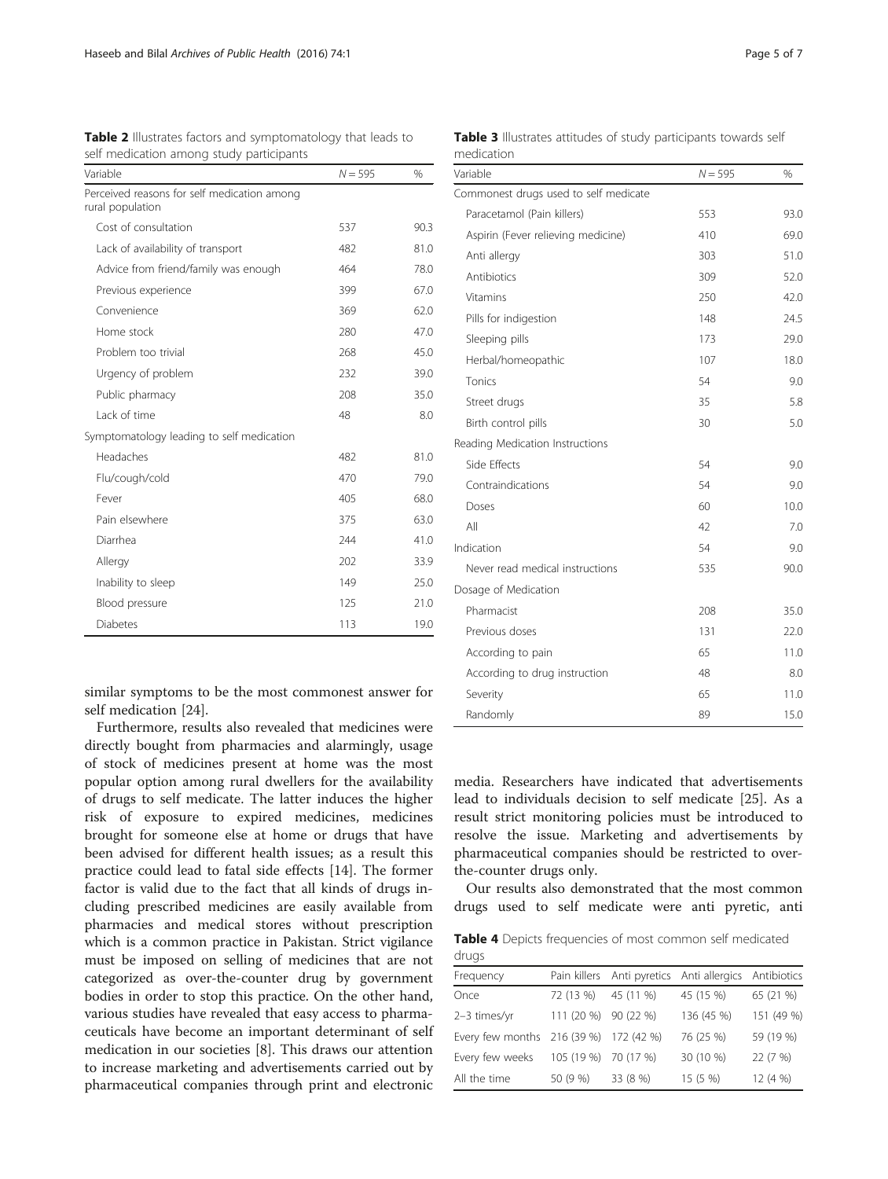**Table 2** Illustrates factors and symptomatology that leads to self medication among study participants

| Variable | $N = 595$ | % |
|---|---|---|
| Perceived reasons for self medication among rural population | | |
| Cost of consultation | 537 | 90.3 |
| Lack of availability of transport | 482 | 81.0 |
| Advice from friend/family was enough | 464 | 78.0 |
| Previous experience | 399 | 67.0 |
| Convenience | 369 | 62.0 |
| Home stock | 280 | 47.0 |
| Problem too trivial | 268 | 45.0 |
| Urgency of problem | 232 | 39.0 |
| Public pharmacy | 208 | 35.0 |
| Lack of time | 48 | 8.0 |
| Symptomatology leading to self medication | | |
| Headaches | 482 | 81.0 |
| Flu/cough/cold | 470 | 79.0 |
| Fever | 405 | 68.0 |
| Pain elsewhere | 375 | 63.0 |
| Diarrhea | 244 | 41.0 |
| Allergy | 202 | 33.9 |
| Inability to sleep | 149 | 25.0 |
| Blood pressure | 125 | 21.0 |
| Diabetes | 113 | 19.0 |

similar symptoms to be the most commonest answer for self medication [24].

Furthermore, results also revealed that medicines were directly bought from pharmacies and alarmingly, usage of stock of medicines present at home was the most popular option among rural dwellers for the availability of drugs to self medicate. The latter induces the higher risk of exposure to expired medicines, medicines brought for someone else at home or drugs that have been advised for different health issues; as a result this practice could lead to fatal side effects [14]. The former factor is valid due to the fact that all kinds of drugs including prescribed medicines are easily available from pharmacies and medical stores without prescription which is a common practice in Pakistan. Strict vigilance must be imposed on selling of medicines that are not categorized as over-the-counter drug by government bodies in order to stop this practice. On the other hand, various studies have revealed that easy access to pharmaceuticals have become an important determinant of self medication in our societies [8]. This draws our attention to increase marketing and advertisements carried out by pharmaceutical companies through print and electronic media. Researchers have indicated that advertisements lead to individuals decision to self medicate [25]. As a result strict monitoring policies must be introduced to resolve the issue. Marketing and advertisements by pharmaceutical companies should be restricted to over-the-counter drugs only.

Our results also demonstrated that the most common drugs used to self medicate were anti pyretic, anti

**Table 3** Illustrates attitudes of study participants towards self medication

| Variable | $N = 595$ | % |
|---|---|---|
| Commonest drugs used to self medicate | | |
| Paracetamol (Pain killers) | 553 | 93.0 |
| Aspirin (Fever relieving medicine) | 410 | 69.0 |
| Anti allergy | 303 | 51.0 |
| Antibiotics | 309 | 52.0 |
| Vitamins | 250 | 42.0 |
| Pills for indigestion | 148 | 24.5 |
| Sleeping pills | 173 | 29.0 |
| Herbal/homeopathic | 107 | 18.0 |
| Tonics | 54 | 9.0 |
| Street drugs | 35 | 5.8 |
| Birth control pills | 30 | 5.0 |
| Reading Medication Instructions | | |
| Side Effects | 54 | 9.0 |
| Contraindications | 54 | 9.0 |
| Doses | 60 | 10.0 |
| All | 42 | 7.0 |
| Indication | 54 | 9.0 |
| Never read medical instructions | 535 | 90.0 |
| Dosage of Medication | | |
| Pharmacist | 208 | 35.0 |
| Previous doses | 131 | 22.0 |
| According to pain | 65 | 11.0 |
| According to drug instruction | 48 | 8.0 |
| Severity | 65 | 11.0 |
| Randomly | 89 | 15.0 |

**Table 4** Depicts frequencies of most common self medicated drugs

| Frequency | Pain killers | Anti pyretics | Anti allergics | Antibiotics |
|---|---|---|---|---|
| Once | 72 (13 %) | 45 (11 %) | 45 (15 %) | 65 (21 %) |
| 2–3 times/yr | 111 (20 %) | 90 (22 %) | 136 (45 %) | 151 (49 %) |
| Every few months | 216 (39 %) | 172 (42 %) | 76 (25 %) | 59 (19 %) |
| Every few weeks | 105 (19 %) | 70 (17 %) | 30 (10 %) | 22 (7 %) |
| All the time | 50 (9 %) | 33 (8 %) | 15 (5 %) | 12 (4 %) |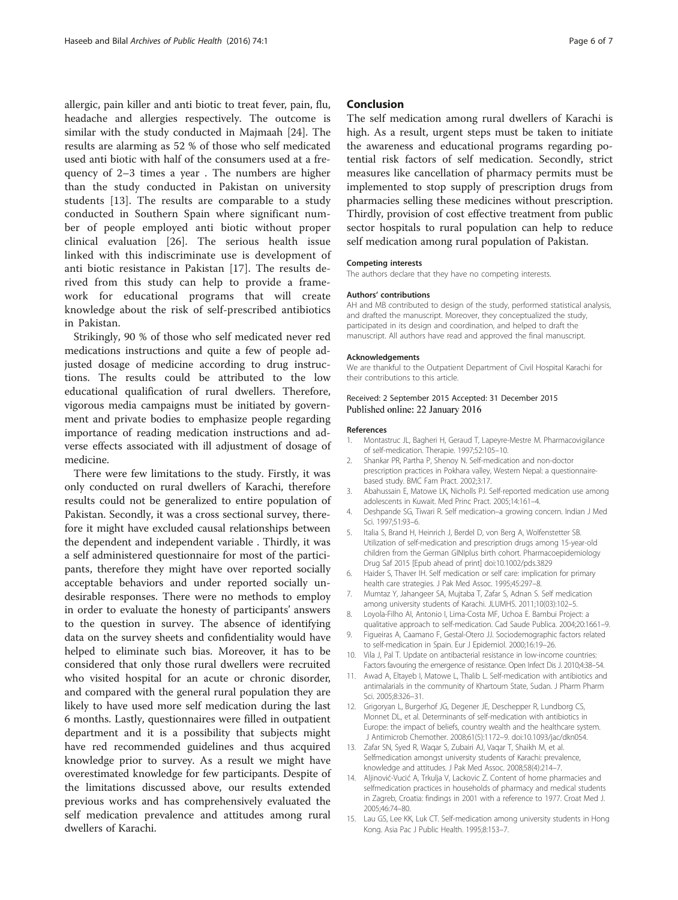allergic, pain killer and anti biotic to treat fever, pain, flu, headache and allergies respectively. The outcome is similar with the study conducted in Majmaah [24]. The results are alarming as 52 % of those who self medicated used anti biotic with half of the consumers used at a frequency of 2–3 times a year . The numbers are higher than the study conducted in Pakistan on university students [13]. The results are comparable to a study conducted in Southern Spain where significant number of people employed anti biotic without proper clinical evaluation [26]. The serious health issue linked with this indiscriminate use is development of anti biotic resistance in Pakistan [17]. The results derived from this study can help to provide a framework for educational programs that will create knowledge about the risk of self-prescribed antibiotics in Pakistan.

Strikingly, 90 % of those who self medicated never red medications instructions and quite a few of people adjusted dosage of medicine according to drug instructions. The results could be attributed to the low educational qualification of rural dwellers. Therefore, vigorous media campaigns must be initiated by government and private bodies to emphasize people regarding importance of reading medication instructions and adverse effects associated with ill adjustment of dosage of medicine.

There were few limitations to the study. Firstly, it was only conducted on rural dwellers of Karachi, therefore results could not be generalized to entire population of Pakistan. Secondly, it was a cross sectional survey, therefore it might have excluded causal relationships between the dependent and independent variable . Thirdly, it was a self administered questionnaire for most of the participants, therefore they might have over reported socially acceptable behaviors and under reported socially undesirable responses. There were no methods to employ in order to evaluate the honesty of participants' answers to the question in survey. The absence of identifying data on the survey sheets and confidentiality would have helped to eliminate such bias. Moreover, it has to be considered that only those rural dwellers were recruited who visited hospital for an acute or chronic disorder, and compared with the general rural population they are likely to have used more self medication during the last 6 months. Lastly, questionnaires were filled in outpatient department and it is a possibility that subjects might have red recommended guidelines and thus acquired knowledge prior to survey. As a result we might have overestimated knowledge for few participants. Despite of the limitations discussed above, our results extended previous works and has comprehensively evaluated the self medication prevalence and attitudes among rural dwellers of Karachi.

## Conclusion

The self medication among rural dwellers of Karachi is high. As a result, urgent steps must be taken to initiate the awareness and educational programs regarding potential risk factors of self medication. Secondly, strict measures like cancellation of pharmacy permits must be implemented to stop supply of prescription drugs from pharmacies selling these medicines without prescription. Thirdly, provision of cost effective treatment from public sector hospitals to rural population can help to reduce self medication among rural population of Pakistan.

#### Competing interests

The authors declare that they have no competing interests.

#### Authors' contributions

AH and MB contributed to design of the study, performed statistical analysis, and drafted the manuscript. Moreover, they conceptualized the study, participated in its design and coordination, and helped to draft the manuscript. All authors have read and approved the final manuscript.

#### Acknowledgements

We are thankful to the Outpatient Department of Civil Hospital Karachi for their contributions to this article.

Received: 2 September 2015 Accepted: 31 December 2015
Published online: 22 January 2016

#### References

1. Montastruc JL, Bagheri H, Geraud T, Lapeyre-Mestre M. Pharmacovigilance of self-medication. Therapie. 1997;52:105–10.
2. Shankar PR, Partha P, Shenoy N. Self-medication and non-doctor prescription practices in Pokhara valley, Western Nepal: a questionnaire-based study. BMC Fam Pract. 2002;3:17.
3. Abahussain E, Matowe LK, Nicholls PJ. Self-reported medication use among adolescents in Kuwait. Med Princ Pract. 2005;14:161–4.
4. Deshpande SG, Tiwari R. Self medication–a growing concern. Indian J Med Sci. 1997;51:93–6.
5. Italia S, Brand H, Heinrich J, Berdel D, von Berg A, Wolfenstetter SB. Utilization of self-medication and prescription drugs among 15-year-old children from the German GINIplus birth cohort. Pharmacoepidemiology Drug Saf 2015 [Epub ahead of print] doi:10.1002/pds.3829
6. Haider S, Thaver IH. Self medication or self care: implication for primary health care strategies. J Pak Med Assoc. 1995;45:297–8.
7. Mumtaz Y, Jahangeer SA, Mujtaba T, Zafar S, Adnan S. Self medication among university students of Karachi. JLUMHS. 2011;10(03):102–5.
8. Loyola-Filho AI, Antonio I, Lima-Costa MF, Uchoa E. Bambui Project: a qualitative approach to self-medication. Cad Saude Publica. 2004;20:1661–9.
9. Figueiras A, Caamano F, Gestal-Otero JJ. Sociodemographic factors related to self-medication in Spain. Eur J Epidemiol. 2000;16:19–26.
10. Vila J, Pal T. Update on antibacterial resistance in low-income countries: Factors favouring the emergence of resistance. Open Infect Dis J. 2010;4:38–54.
11. Awad A, Eltayeb I, Matowe L, Thalib L. Self-medication with antibiotics and antimalarials in the community of Khartoum State, Sudan. J Pharm Pharm Sci. 2005;8:326–31.
12. Grigoryan L, Burgerhof JG, Degener JE, Deschepper R, Lundborg CS, Monnet DL, et al. Determinants of self-medication with antibiotics in Europe: the impact of beliefs, country wealth and the healthcare system. J Antimicrob Chemother. 2008;61(5):1172–9. doi:10.1093/jac/dkn054.
13. Zafar SN, Syed R, Waqar S, Zubairi AJ, Vaqar T, Shaikh M, et al. Selfmedication amongst university students of Karachi: prevalence, knowledge and attitudes. J Pak Med Assoc. 2008;58(4):214–7.
14. Aljinović-Vucić A, Trkulja V, Lackovic Z. Content of home pharmacies and selfmedication practices in households of pharmacy and medical students in Zagreb, Croatia: findings in 2001 with a reference to 1977. Croat Med J. 2005;46:74–80.
15. Lau GS, Lee KK, Luk CT. Self-medication among university students in Hong Kong. Asia Pac J Public Health. 1995;8:153–7.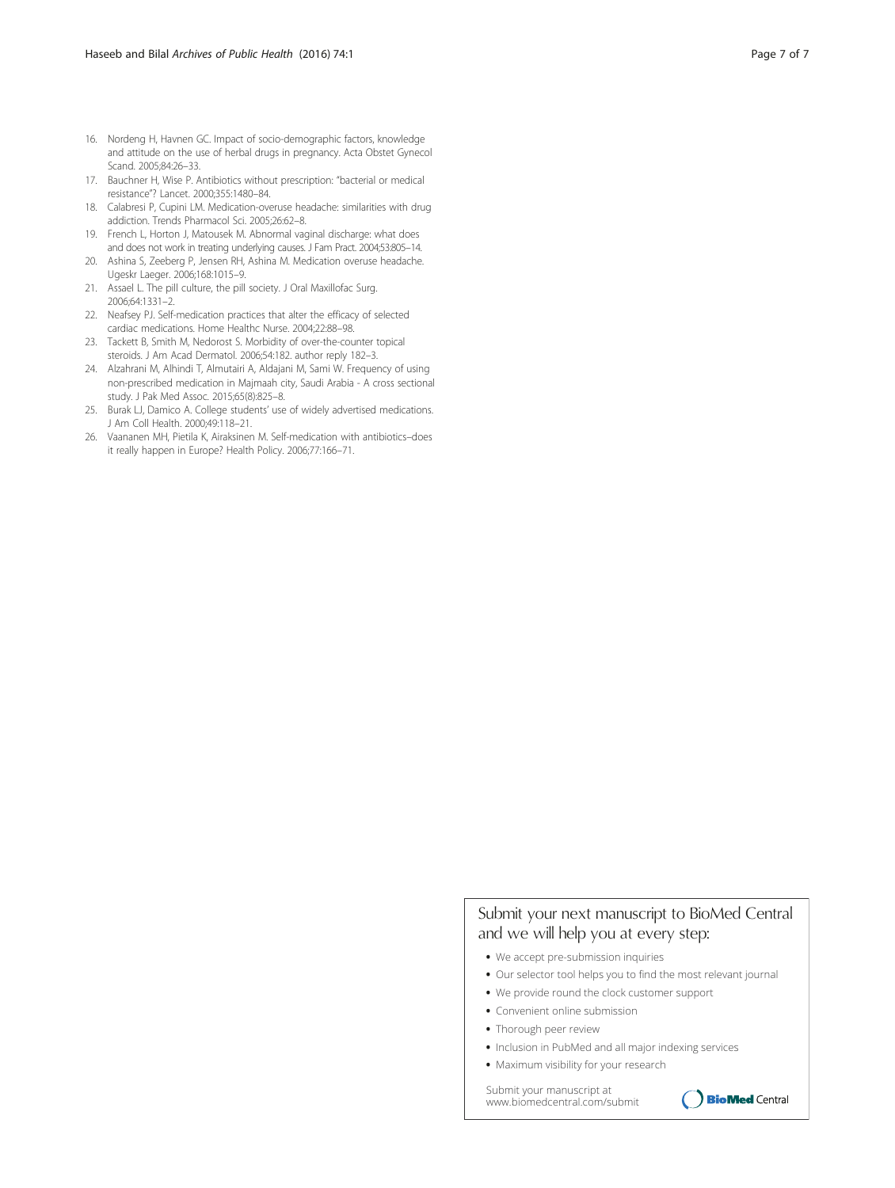16. Nordeng H, Havnen GC. Impact of socio-demographic factors, knowledge and attitude on the use of herbal drugs in pregnancy. Acta Obstet Gynecol Scand. 2005;84:26–33.
17. Bauchner H, Wise P. Antibiotics without prescription: "bacterial or medical resistance"? Lancet. 2000;355:1480–84.
18. Calabresi P, Cupini LM. Medication-overuse headache: similarities with drug addiction. Trends Pharmacol Sci. 2005;26:62–8.
19. French L, Horton J, Matousek M. Abnormal vaginal discharge: what does and does not work in treating underlying causes. J Fam Pract. 2004;53:805–14.
20. Ashina S, Zeeberg P, Jensen RH, Ashina M. Medication overuse headache. Ugeskr Laeger. 2006;168:1015–9.
21. Assael L. The pill culture, the pill society. J Oral Maxillofac Surg. 2006;64:1331–2.
22. Neafsey PJ. Self-medication practices that alter the efficacy of selected cardiac medications. Home Healthc Nurse. 2004;22:88–98.
23. Tackett B, Smith M, Nedorost S. Morbidity of over-the-counter topical steroids. J Am Acad Dermatol. 2006;54:182. author reply 182–3.
24. Alzahrani M, Alhindi T, Almutairi A, Aldajani M, Sami W. Frequency of using non-prescribed medication in Majmaah city, Saudi Arabia - A cross sectional study. J Pak Med Assoc. 2015;65(8):825–8.
25. Burak LJ, Damico A. College students' use of widely advertised medications. J Am Coll Health. 2000;49:118–21.
26. Vaananen MH, Pietila K, Airaksinen M. Self-medication with antibiotics–does it really happen in Europe? Health Policy. 2006;77:166–71.

Submit your next manuscript to BioMed Central and we will help you at every step:

- We accept pre-submission inquiries
- Our selector tool helps you to find the most relevant journal
- We provide round the clock customer support
- Convenient online submission
- Thorough peer review
- Inclusion in PubMed and all major indexing services
- Maximum visibility for your research

Submit your manuscript at
www.biomedcentral.com/submit

BioMed Central